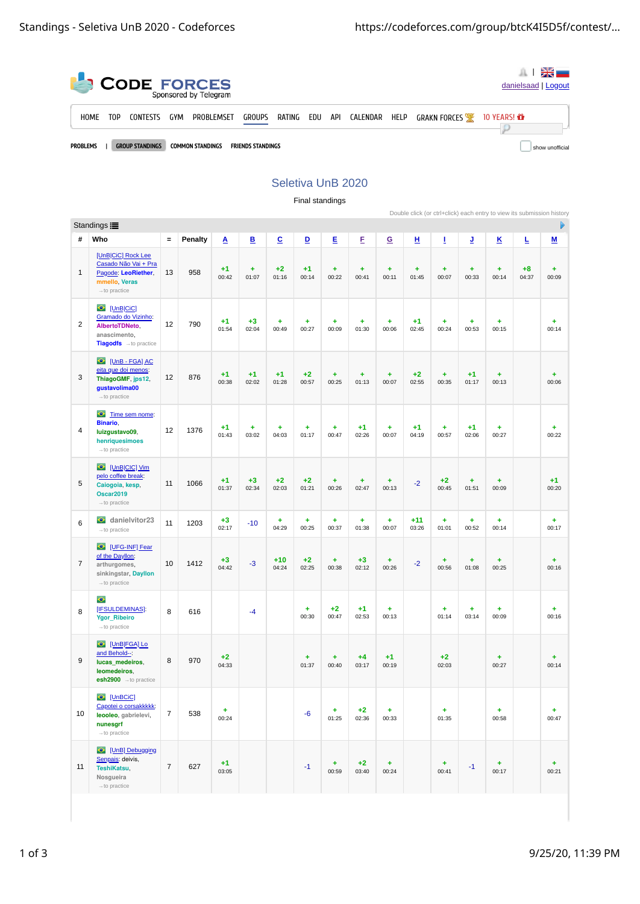CODE FORCES Sponsored by Telegram

danielsaad | Logout

HOME TOP CONTESTS GYM PROBLEMSET GROUPS RATING EDU API CALENDAR HELP GRAKN FORCES 10 YEARS!

PROBLEMS | GROUP STANDINGS COMMON STANDINGS FRIENDS STANDINGS

show unofficial

## Seletiva UnB 2020

Final standings

Double click (or ctrl+click) each entry to view its submission history

Standings

| # | Who | = | Penalty | A | B | C | D | E | F | G | H | I | J | K | L | M |
|---|---|---|---|---|---|---|---|---|---|---|---|---|---|---|---|---|
| 1 | [UnB|CiC] Rock Lee Casado Não Vai + Pra Pagode: LeoRiether, mmello, Veras →to practice | 13 | 958 | +1 00:42 | + 01:07 | +2 01:16 | +1 00:14 | + 00:22 | + 00:41 | + 00:11 | + 01:45 | + 00:07 | + 00:33 | + 00:14 | +8 04:37 | + 00:09 |
| 2 | [UnB|CiC] Gramado do Vizinho: AlbertoTDNeto, anascimento, Tiagodfs →to practice | 12 | 790 | +1 01:54 | +3 02:04 | + 00:49 | + 00:27 | + 00:09 | + 01:30 | + 00:06 | +1 02:45 | + 00:24 | + 00:53 | + 00:15 | | + 00:14 |
| 3 | [UnB - FGA] AC eita que doi menos: ThiagoGMF, jps12, gustavolima00 →to practice | 12 | 876 | +1 00:38 | +1 02:02 | +1 01:28 | +2 00:57 | + 00:25 | + 01:13 | + 00:07 | +2 02:55 | + 00:35 | +1 01:17 | + 00:13 | | + 00:06 |
| 4 | Time sem nome: Binario, luizgustavo09, henriquesimoes →to practice | 12 | 1376 | +1 01:43 | + 03:02 | + 04:03 | + 01:17 | + 00:47 | +1 02:26 | + 00:07 | +1 04:19 | + 00:57 | +1 02:06 | + 00:27 | | + 00:22 |
| 5 | [UnB|CiC] Vim pelo coffee break: Caiogoia, kesp, Oscar2019 →to practice | 11 | 1066 | +1 01:37 | +3 02:34 | +2 02:03 | +2 01:21 | + 00:26 | + 02:47 | + 00:13 | -2 | +2 00:45 | + 01:51 | + 00:09 | | +1 00:20 |
| 6 | danielvitor23 →to practice | 11 | 1203 | +3 02:17 | -10 | + 04:29 | + 00:25 | + 00:37 | + 01:38 | + 00:07 | +11 03:26 | + 01:01 | + 00:52 | + 00:14 | | + 00:17 |
| 7 | [UFG-INF] Fear of the Dayllon: arthurgomes, sinkingstar, Dayllon →to practice | 10 | 1412 | +3 04:42 | -3 | +10 04:24 | +2 02:25 | + 00:38 | +3 02:12 | + 00:26 | -2 | + 00:56 | + 01:08 | + 00:25 | | + 00:16 |
| 8 | [IFSULDEMINAS]: Ygor_Ribeiro →to practice | 8 | 616 | | -4 | | + 00:30 | +2 00:47 | +1 02:53 | + 00:13 | | + 01:14 | + 03:14 | + 00:09 | | + 00:16 |
| 9 | [UnB|FGA] Lo and Behold--: lucas_medeiros, leomedeiros, esh2900 →to practice | 8 | 970 | +2 04:33 | | | + 01:37 | + 00:40 | +4 03:17 | +1 00:19 | | +2 02:03 | | + 00:27 | | + 00:14 |
| 10 | [UnBCiC] Capotei o corsakkkkk: leooleo, gabrielevi, nunesgrf →to practice | 7 | 538 | + 00:24 | | | -6 | + 01:25 | +2 02:36 | + 00:33 | | + 01:35 | | + 00:58 | | + 00:47 |
| 11 | [UnB] Debugging Senpais: deivis, TeshiKatsu, Nosgueira →to practice | 7 | 627 | +1 03:05 | | | -1 | + 00:59 | +2 03:40 | + 00:24 | | + 00:41 | -1 | + 00:17 | | + 00:21 |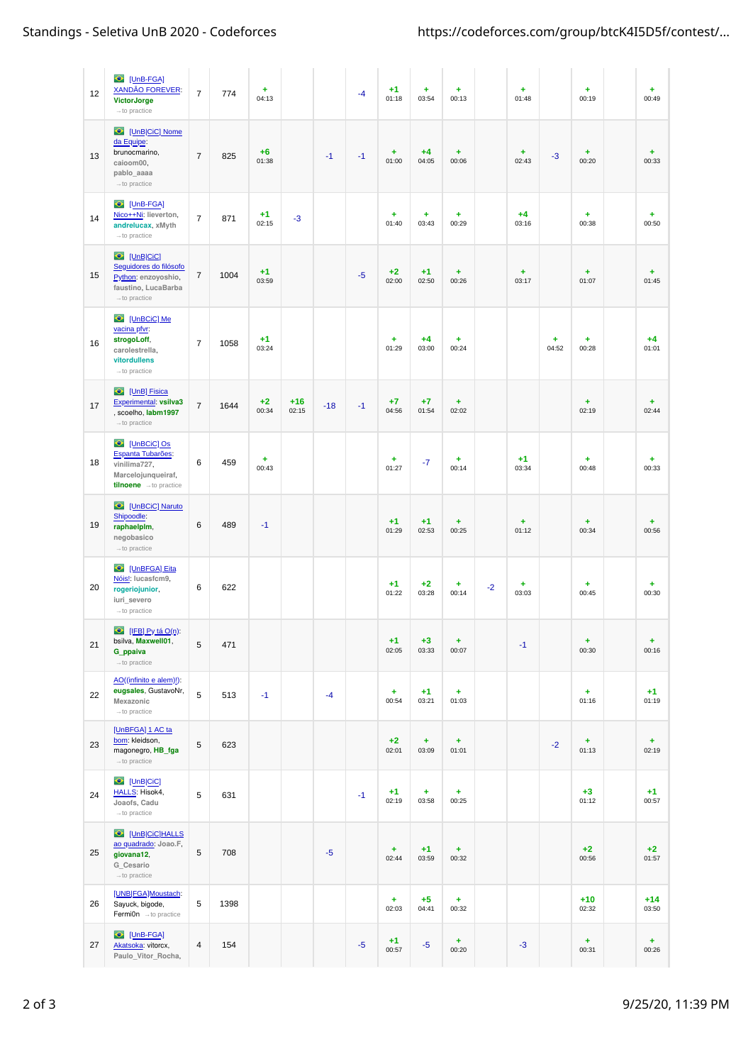| | | | | | | | | | | | | | | | | |
|---|---|---|---|---|---|---|---|---|---|---|---|---|---|---|---|---|
| 12 | [UnB-FGA] XANDÃO FOREVER: **VictorJorge** →to practice | 7 | 774 | + 04:13 | | | -4 | +1 01:18 | + 03:54 | + 00:13 | | + 01:48 | | + 00:19 | | + 00:49 |
| 13 | [UnB|CiC] Nome da Equipe: brunocmarino, caioom00, pablo_aaaa →to practice | 7 | 825 | +6 01:38 | | -1 | -1 | + 01:00 | +4 04:05 | + 00:06 | | + 02:43 | -3 | + 00:20 | | + 00:33 |
| 14 | [UnB-FGA] Nico++Ni: lieverton, **andrelucax**, xMyth →to practice | 7 | 871 | +1 02:15 | -3 | | | + 01:40 | + 03:43 | + 00:29 | | +4 03:16 | | + 00:38 | | + 00:50 |
| 15 | [UnB|CiC] Seguidores do filósofo Python: enzoyoshio, faustino, LucaBarba →to practice | 7 | 1004 | +1 03:59 | | | -5 | +2 02:00 | +1 02:50 | + 00:26 | | + 03:17 | | + 01:07 | | + 01:45 |
| 16 | [UnBCiC] Me vacina pfvr: **strogoLoff**, carolestrella, **vitordullens** →to practice | 7 | 1058 | +1 03:24 | | | | + 01:29 | +4 03:00 | + 00:24 | | | + 04:52 | + 00:28 | | +4 01:01 |
| 17 | [UnB] Fisica Experimental: **vsilva3**, scoelho, **labm1997** →to practice | 7 | 1644 | +2 00:34 | +16 02:15 | -18 | -1 | +7 04:56 | +7 01:54 | + 02:02 | | | | + 02:19 | | + 02:44 |
| 18 | [UnBCiC] Os Espanta Tubarões: vinilima727, Marcelojunqueiraf, **tilnoene** →to practice | 6 | 459 | + 00:43 | | | | + 01:27 | -7 | + 00:14 | | +1 03:34 | | + 00:48 | | + 00:33 |
| 19 | [UnBCiC] Naruto Shipoodle: **raphaelplm**, negobasico →to practice | 6 | 489 | -1 | | | | +1 01:29 | +1 02:53 | + 00:25 | | + 01:12 | | + 00:34 | | + 00:56 |
| 20 | [UnBFGA] Eita Nóis!: lucasfcm9, **rogeriojunior**, iuri_severo →to practice | 6 | 622 | | | | | +1 01:22 | +2 03:28 | + 00:14 | -2 | + 03:03 | | + 00:45 | | + 00:30 |
| 21 | [IFB] Py tá O(n): bsilva, **Maxwell01**, **G_ppaiva** →to practice | 5 | 471 | | | | | +1 02:05 | +3 03:33 | + 00:07 | | -1 | | + 00:30 | | + 00:16 |
| 22 | AO((infinito e alem)!): **eugsales**, GustavoNr, Mexazonic →to practice | 5 | 513 | -1 | | -4 | | + 00:54 | +1 03:21 | + 01:03 | | | | + 01:16 | | +1 01:19 |
| 23 | [UnBFGA] 1 AC ta bom: kleidson, magonegro, **HB_fga** →to practice | 5 | 623 | | | | | +2 02:01 | + 03:09 | + 01:01 | | | -2 | + 01:13 | | + 02:19 |
| 24 | [UnB|CiC] HALLS: Hisok4, Joaofs, Cadu →to practice | 5 | 631 | | | | -1 | +1 02:19 | + 03:58 | + 00:25 | | | | +3 01:12 | | +1 00:57 |
| 25 | [UnB|CiC]HALLS ao quadrado: Joao.F, **giovana12**, G_Cesario →to practice | 5 | 708 | | | -5 | | + 02:44 | +1 03:59 | + 00:32 | | | | +2 00:56 | | +2 01:57 |
| 26 | [UNB|FGA]Moustach: Sayuck, bigode, Fermi0n →to practice | 5 | 1398 | | | | | + 02:03 | +5 04:41 | + 00:32 | | | | +10 02:32 | | +14 03:50 |
| 27 | [UnB-FGA] Akatsoka: vitorcx, Paulo_Vitor_Rocha, | 4 | 154 | | | | -5 | +1 00:57 | -5 | + 00:20 | | -3 | | + 00:31 | | + 00:26 |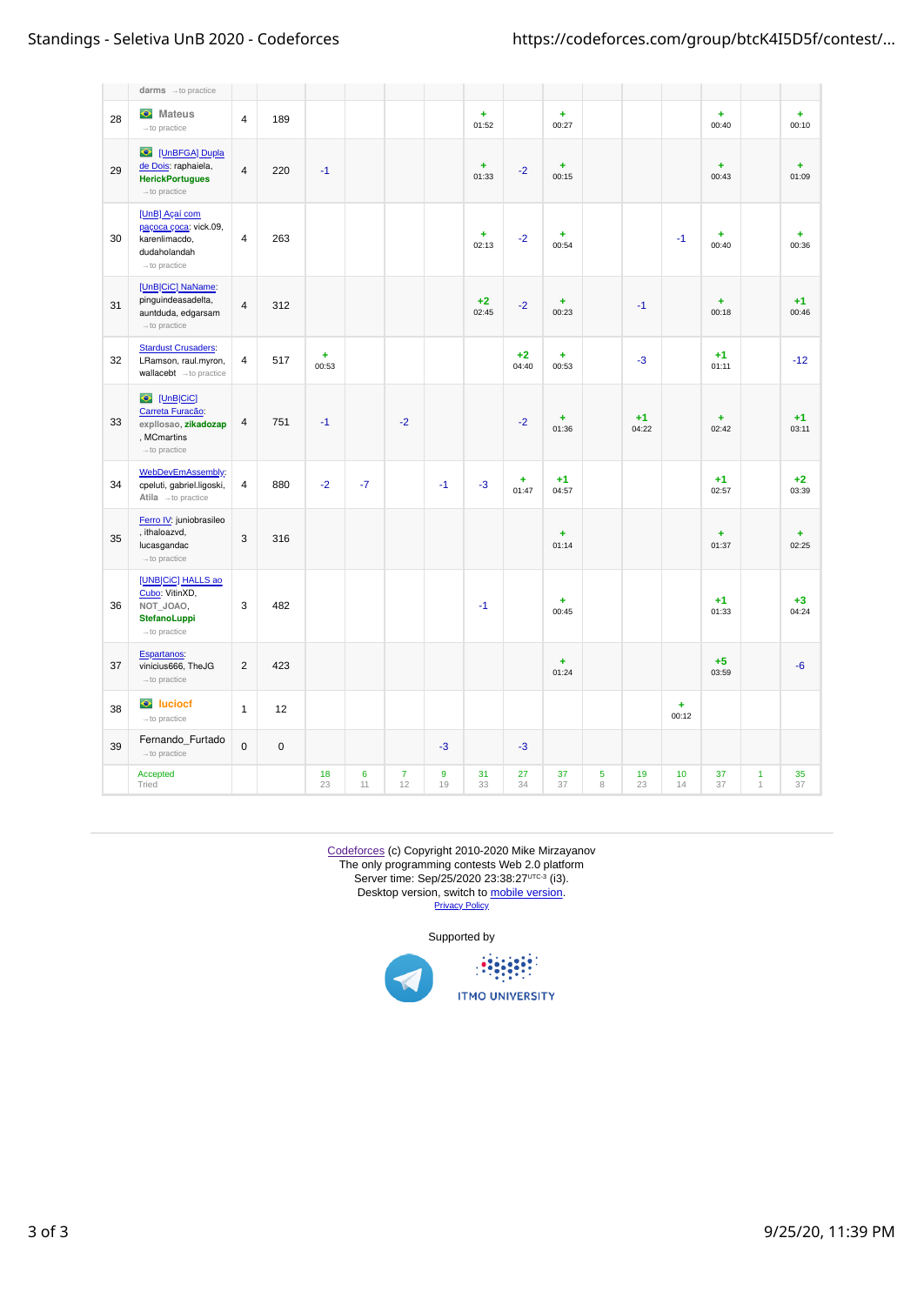| | | | | | | | | | | | | | | | | |
|---|---|---|---|---|---|---|---|---|---|---|---|---|---|---|---|---|
| | darms →to practice | | | | | | | | | | | | | | | |
| 28 | Mateus →to practice | 4 | 189 | | | | | + 01:52 | | + 00:27 | | | | + 00:40 | | + 00:10 |
| 29 | [UnBFGA] Dupla de Dois: raphaiela, HerickPortugues →to practice | 4 | 220 | -1 | | | | + 01:33 | -2 | + 00:15 | | | | + 00:43 | | + 01:09 |
| 30 | [UnB] Açaí com paçoca coça: vick.09, karenlimacdo, dudaholandah →to practice | 4 | 263 | | | | | + 02:13 | -2 | + 00:54 | | | -1 | + 00:40 | | + 00:36 |
| 31 | [UnB\|CiC] NaName: pinguindeasadelta, auntduda, edgarsam →to practice | 4 | 312 | | | | | +2 02:45 | -2 | + 00:23 | | -1 | | + 00:18 | | +1 00:46 |
| 32 | Stardust Crusaders: LRamson, raul.myron, wallacebt →to practice | 4 | 517 | + 00:53 | | | | | +2 04:40 | + 00:53 | | -3 | | +1 01:11 | | -12 |
| 33 | [UnB\|CiC] Carreta Furacão: expllosao, zikadozap, MCmartins →to practice | 4 | 751 | -1 | | -2 | | | -2 | + 01:36 | | +1 04:22 | | + 02:42 | | +1 03:11 |
| 34 | WebDevEmAssembly: cpeluti, gabriel.ligoski, Atila →to practice | 4 | 880 | -2 | -7 | | -1 | -3 | + 01:47 | +1 04:57 | | | | +1 02:57 | | +2 03:39 |
| 35 | Ferro IV: juniobrasileo, ithaloazvd, lucasgandac →to practice | 3 | 316 | | | | | | | + 01:14 | | | | + 01:37 | | + 02:25 |
| 36 | [UNB\|CiC] HALLS ao Cubo: VitinXD, NOT_JOAO, StefanoLuppi →to practice | 3 | 482 | | | | | -1 | | + 00:45 | | | | +1 01:33 | | +3 04:24 |
| 37 | Espartanos: vinicius666, TheJG →to practice | 2 | 423 | | | | | | | + 01:24 | | | | +5 03:59 | | -6 |
| 38 | luciocf →to practice | 1 | 12 | | | | | | | | | | + 00:12 | | | |
| 39 | Fernando_Furtado →to practice | 0 | 0 | | | | -3 | | -3 | | | | | | | |
| | Accepted / Tried | | | 18 / 23 | 6 / 11 | 7 / 12 | 9 / 19 | 31 / 33 | 27 / 34 | 37 / 37 | 5 / 8 | 19 / 23 | 10 / 14 | 37 / 37 | 1 / 1 | 35 / 37 |

Codeforces (c) Copyright 2010-2020 Mike Mirzayanov
The only programming contests Web 2.0 platform
Server time: Sep/25/2020 23:38:27UTC-3 (i3).
Desktop version, switch to mobile version.
Privacy Policy

Supported by

ITMO UNIVERSITY